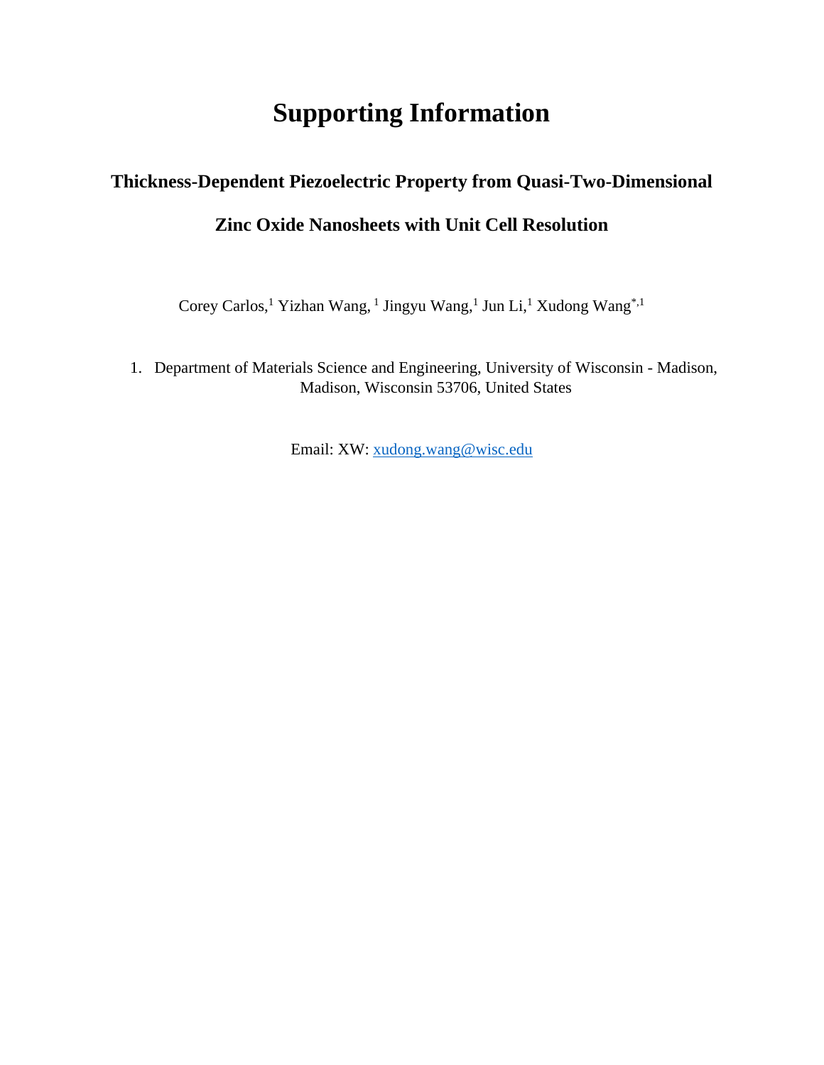# Supporting Information

## Thickness-Dependent Piezoelectric Property from Quasi-Two-Dimensional Zinc Oxide Nanosheets with Unit Cell Resolution

Corey Carlos,[1] Yizhan Wang, [1] Jingyu Wang,[1] Jun Li,[1] Xudong Wang[*,1]

1. Department of Materials Science and Engineering, University of Wisconsin - Madison, Madison, Wisconsin 53706, United States

Email: XW: xudong.wang@wisc.edu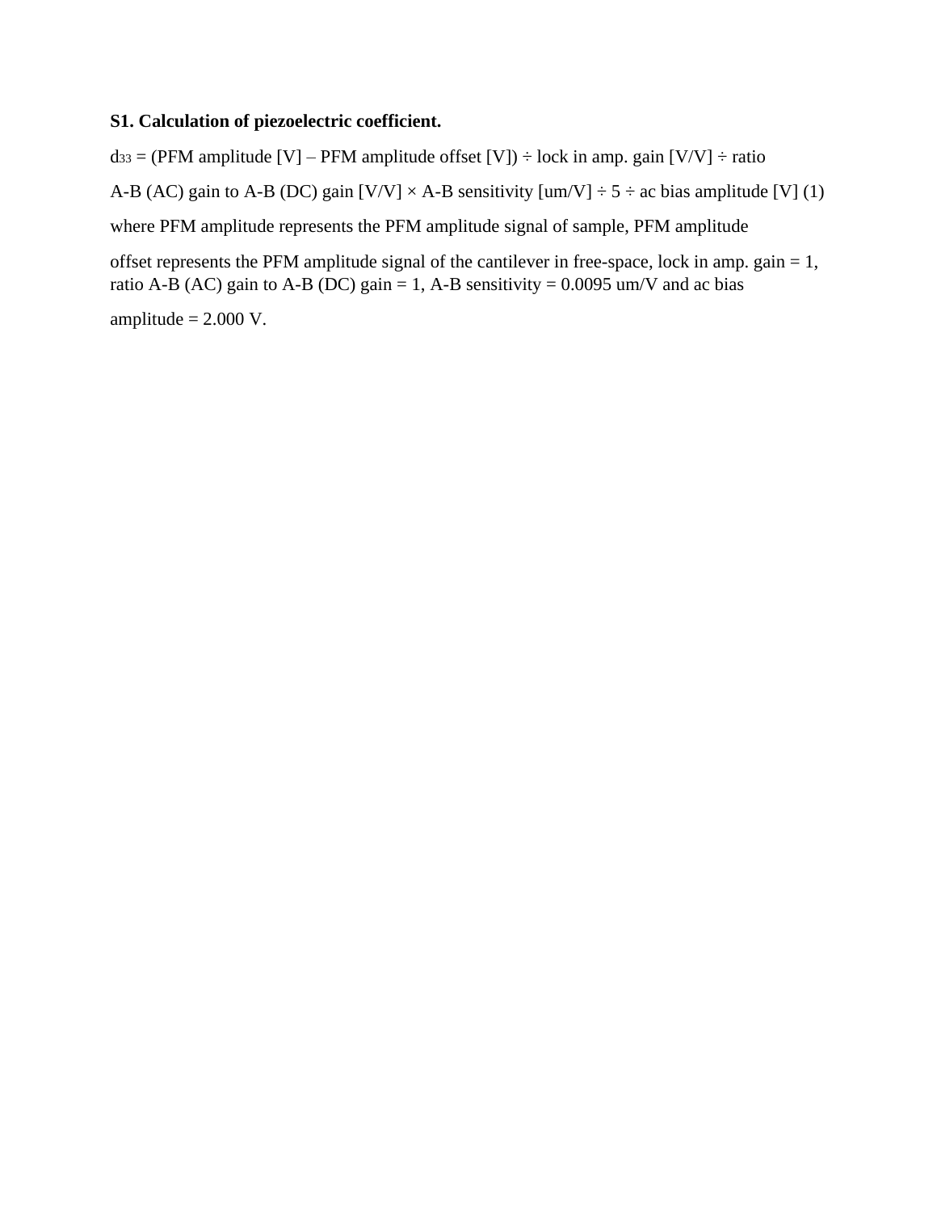**S1. Calculation of piezoelectric coefficient.**

$d_{33}$ = (PFM amplitude [V] – PFM amplitude offset [V]) ÷ lock in amp. gain [V/V] ÷ ratio A-B (AC) gain to A-B (DC) gain [V/V] × A-B sensitivity [um/V] ÷ 5 ÷ ac bias amplitude [V] (1)

where PFM amplitude represents the PFM amplitude signal of sample, PFM amplitude offset represents the PFM amplitude signal of the cantilever in free-space, lock in amp. gain = 1, ratio A-B (AC) gain to A-B (DC) gain = 1, A-B sensitivity = 0.0095 um/V and ac bias amplitude = 2.000 V.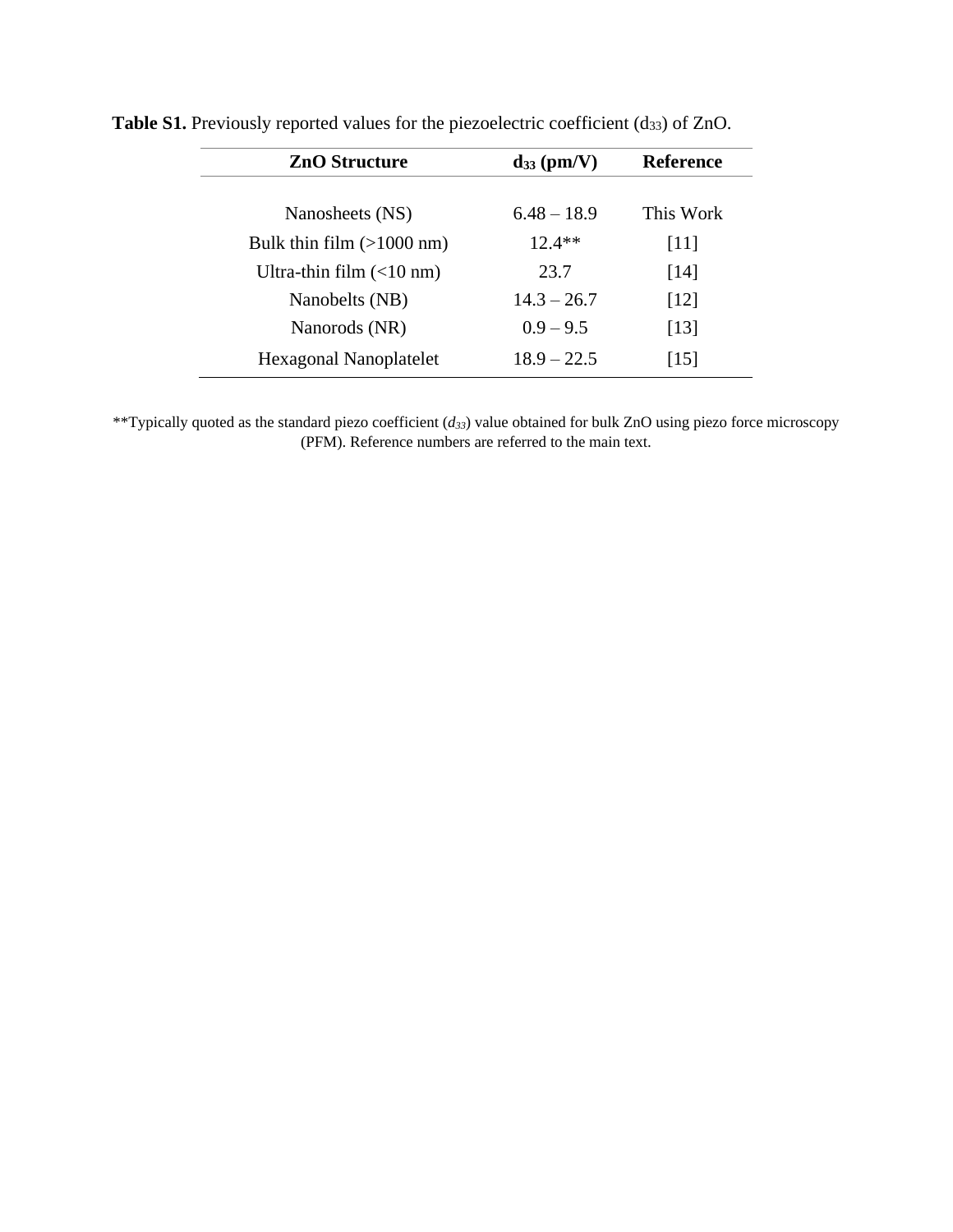**Table S1.** Previously reported values for the piezoelectric coefficient ($d_{33}$) of ZnO.

| ZnO Structure | $d_{33}$ (pm/V) | Reference |
|---|---|---|
| Nanosheets (NS) | 6.48 – 18.9 | This Work |
| Bulk thin film (>1000 nm) | 12.4** | [11] |
| Ultra-thin film (<10 nm) | 23.7 | [14] |
| Nanobelts (NB) | 14.3 – 26.7 | [12] |
| Nanorods (NR) | 0.9 – 9.5 | [13] |
| Hexagonal Nanoplatelet | 18.9 – 22.5 | [15] |

**Typically quoted as the standard piezo coefficient ($d_{33}$) value obtained for bulk ZnO using piezo force microscopy (PFM). Reference numbers are referred to the main text.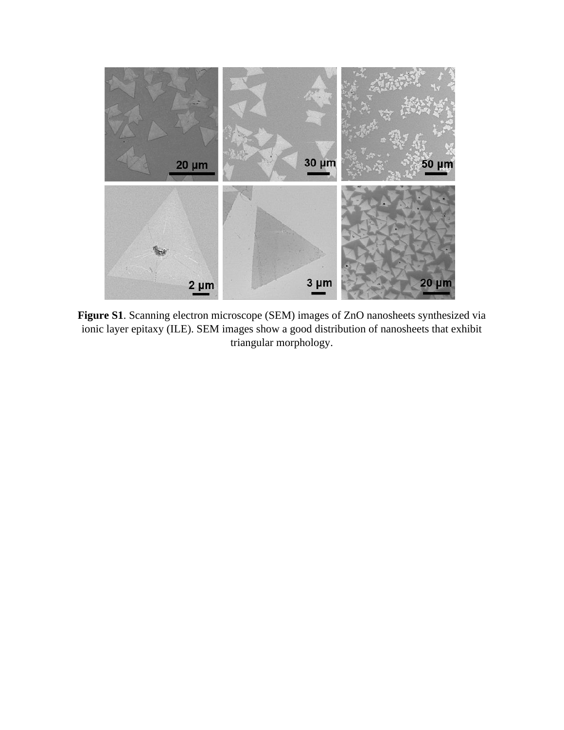20 μm

30 μm

50 μm

2 μm

3 μm

20 μm

**Figure S1**. Scanning electron microscope (SEM) images of ZnO nanosheets synthesized via ionic layer epitaxy (ILE). SEM images show a good distribution of nanosheets that exhibit triangular morphology.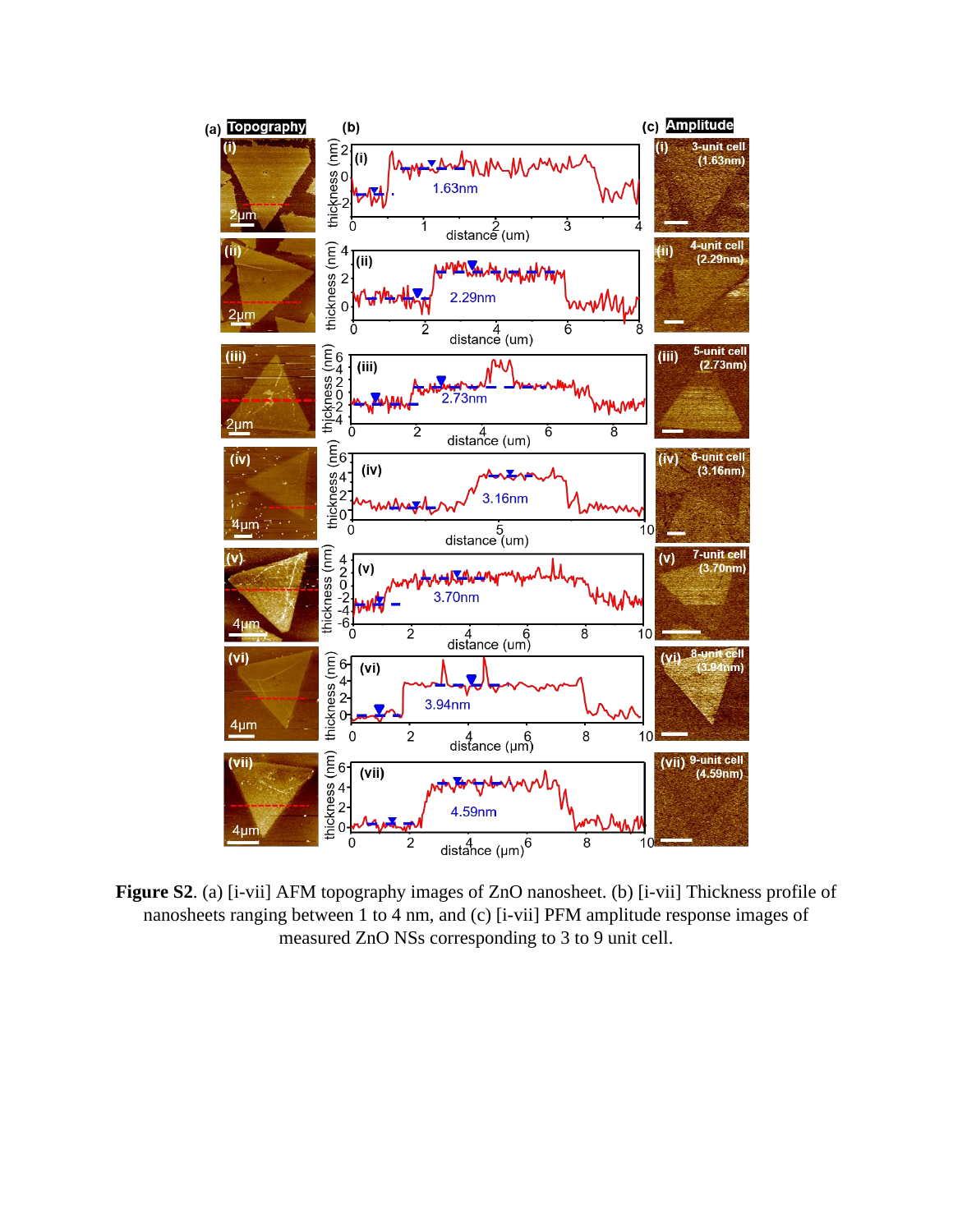(a) Topography

(b)

(c) Amplitude

(i) 2μm

(i) 1.63nm

thickness (nm)

distance (um)

(i) 3-unit cell (1.63nm)

(ii) 2μm

(ii) 2.29nm

(ii) 4-unit cell (2.29nm)

(iii) 2μm

(iii) 2.73nm

(iii) 5-unit cell (2.73nm)

(iv) 4μm

(iv) 3.16nm

(iv) 6-unit cell (3.16nm)

(v) 4μm

(v) 3.70nm

(v) 7-unit cell (3.70nm)

(vi) 4μm

(vi) 3.94nm

(vi) 8-unit cell (3.94nm)

(vii) 4μm

(vii) 4.59nm

distance (μm)

(vii) 9-unit cell (4.59nm)

**Figure S2**. (a) [i-vii] AFM topography images of ZnO nanosheet. (b) [i-vii] Thickness profile of nanosheets ranging between 1 to 4 nm, and (c) [i-vii] PFM amplitude response images of measured ZnO NSs corresponding to 3 to 9 unit cell.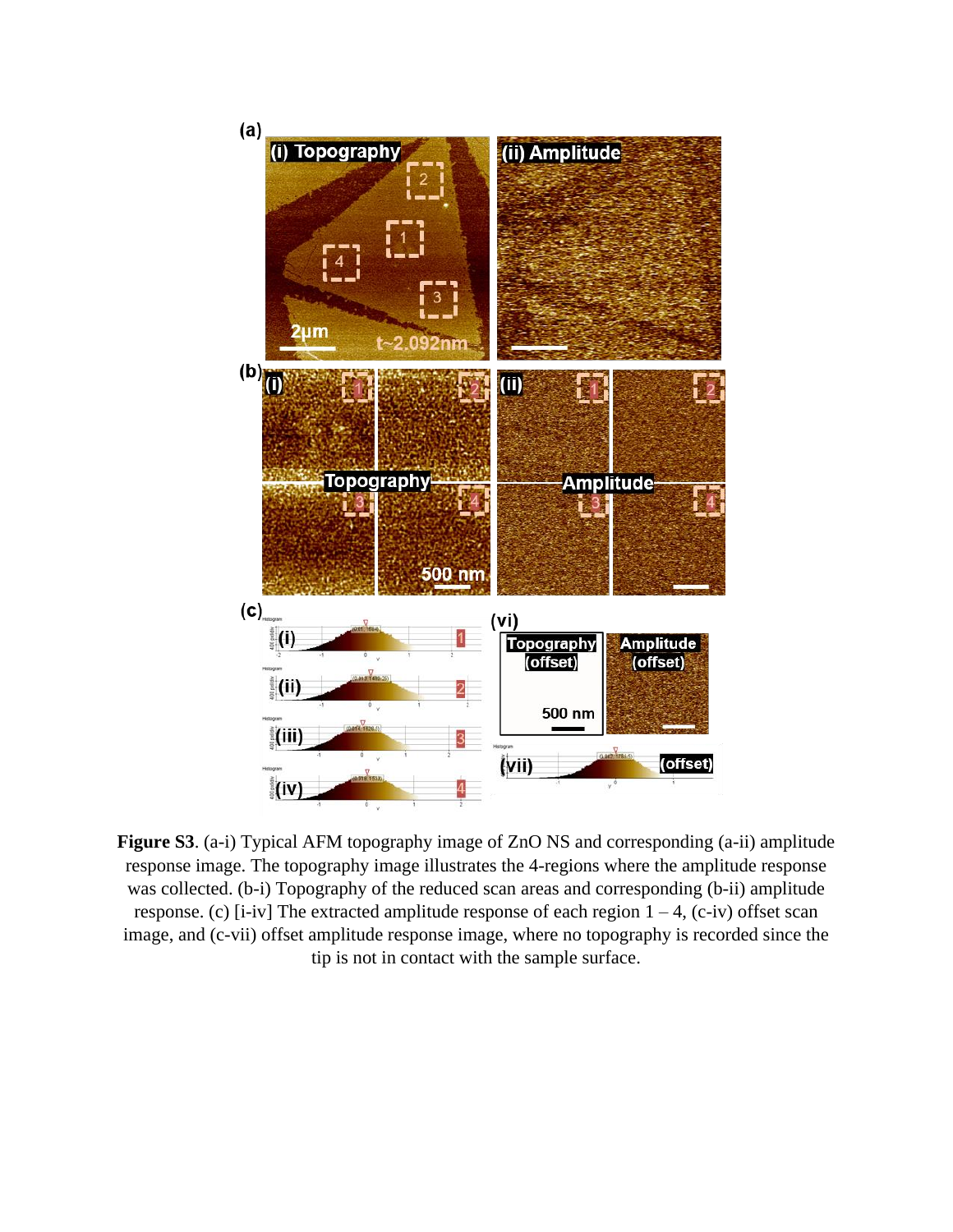**Figure S3**. (a-i) Typical AFM topography image of ZnO NS and corresponding (a-ii) amplitude response image. The topography image illustrates the 4-regions where the amplitude response was collected. (b-i) Topography of the reduced scan areas and corresponding (b-ii) amplitude response. (c) [i-iv] The extracted amplitude response of each region 1 – 4, (c-iv) offset scan image, and (c-vii) offset amplitude response image, where no topography is recorded since the tip is not in contact with the sample surface.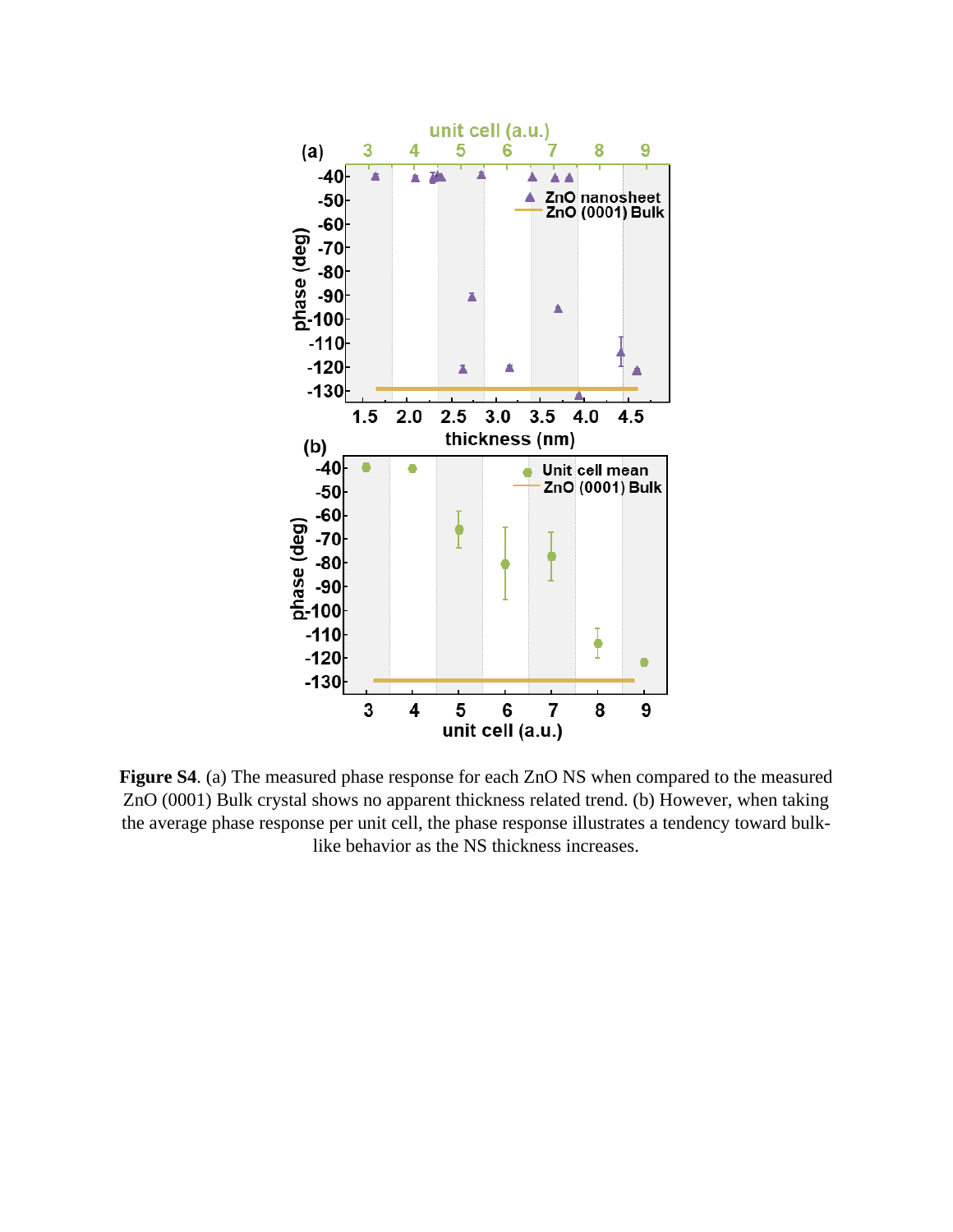(a)

unit cell (a.u.)

3 4 5 6 7 8 9

-40
-50
-60
-70
-80
-90
-100
-110
-120
-130

phase (deg)

ZnO nanosheet
ZnO (0001) Bulk

1.5 2.0 2.5 3.0 3.5 4.0 4.5

thickness (nm)

(b)

-40
-50
-60
-70
-80
-90
-100
-110
-120
-130

phase (deg)

Unit cell mean
ZnO (0001) Bulk

3 4 5 6 7 8 9

unit cell (a.u.)

**Figure S4**. (a) The measured phase response for each ZnO NS when compared to the measured ZnO (0001) Bulk crystal shows no apparent thickness related trend. (b) However, when taking the average phase response per unit cell, the phase response illustrates a tendency toward bulk-like behavior as the NS thickness increases.